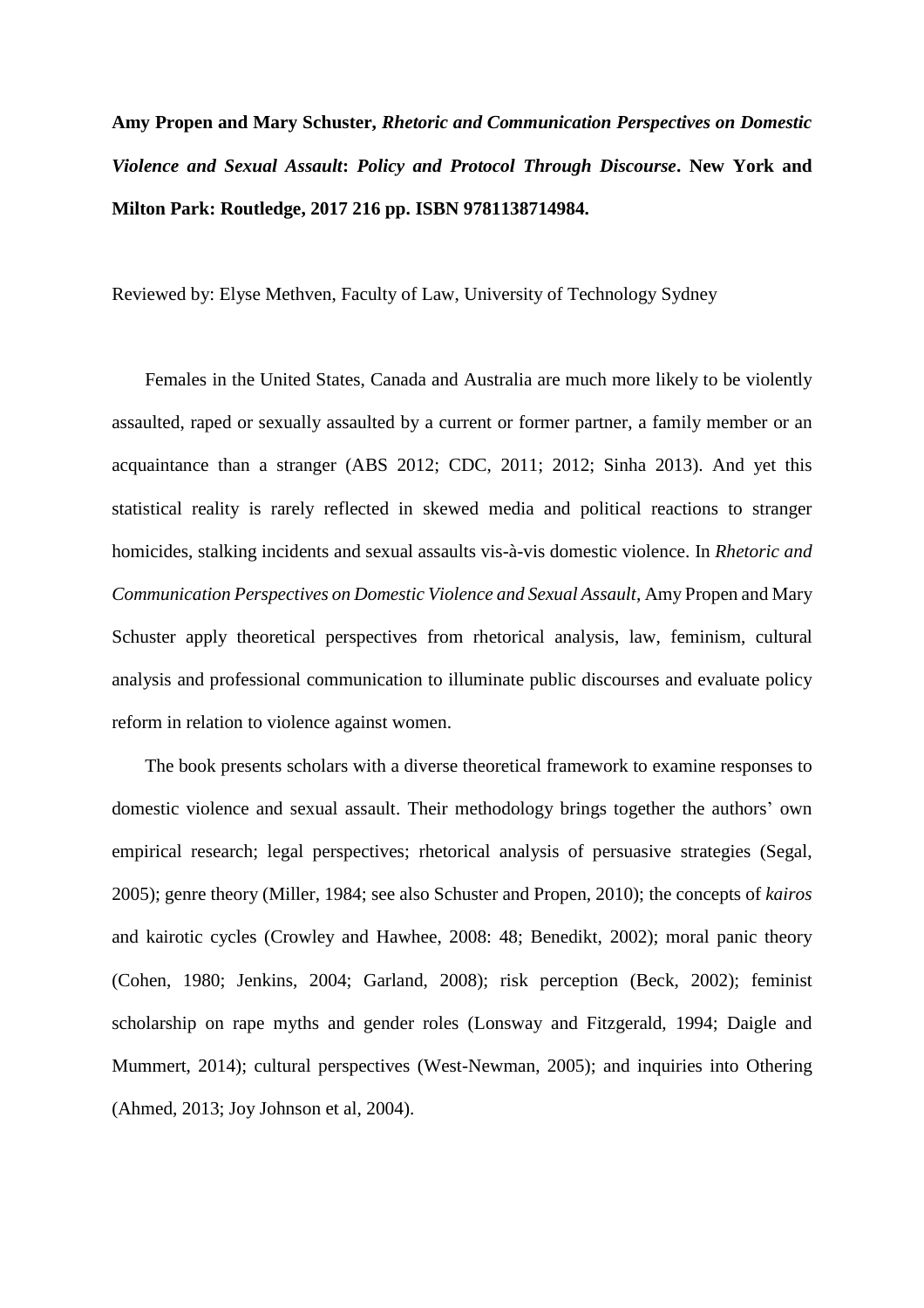**Amy Propen and Mary Schuster, *Rhetoric and Communication Perspectives on Domestic Violence and Sexual Assault*: *Policy and Protocol Through Discourse*. New York and Milton Park: Routledge, 2017 216 pp. ISBN 9781138714984.**

Reviewed by: Elyse Methven, Faculty of Law, University of Technology Sydney

Females in the United States, Canada and Australia are much more likely to be violently assaulted, raped or sexually assaulted by a current or former partner, a family member or an acquaintance than a stranger (ABS 2012; CDC, 2011; 2012; Sinha 2013). And yet this statistical reality is rarely reflected in skewed media and political reactions to stranger homicides, stalking incidents and sexual assaults vis-à-vis domestic violence. In *Rhetoric and Communication Perspectives on Domestic Violence and Sexual Assault*, Amy Propen and Mary Schuster apply theoretical perspectives from rhetorical analysis, law, feminism, cultural analysis and professional communication to illuminate public discourses and evaluate policy reform in relation to violence against women.

The book presents scholars with a diverse theoretical framework to examine responses to domestic violence and sexual assault. Their methodology brings together the authors' own empirical research; legal perspectives; rhetorical analysis of persuasive strategies (Segal, 2005); genre theory (Miller, 1984; see also Schuster and Propen, 2010); the concepts of *kairos* and kairotic cycles (Crowley and Hawhee, 2008: 48; Benedikt, 2002); moral panic theory (Cohen, 1980; Jenkins, 2004; Garland, 2008); risk perception (Beck, 2002); feminist scholarship on rape myths and gender roles (Lonsway and Fitzgerald, 1994; Daigle and Mummert, 2014); cultural perspectives (West-Newman, 2005); and inquiries into Othering (Ahmed, 2013; Joy Johnson et al, 2004).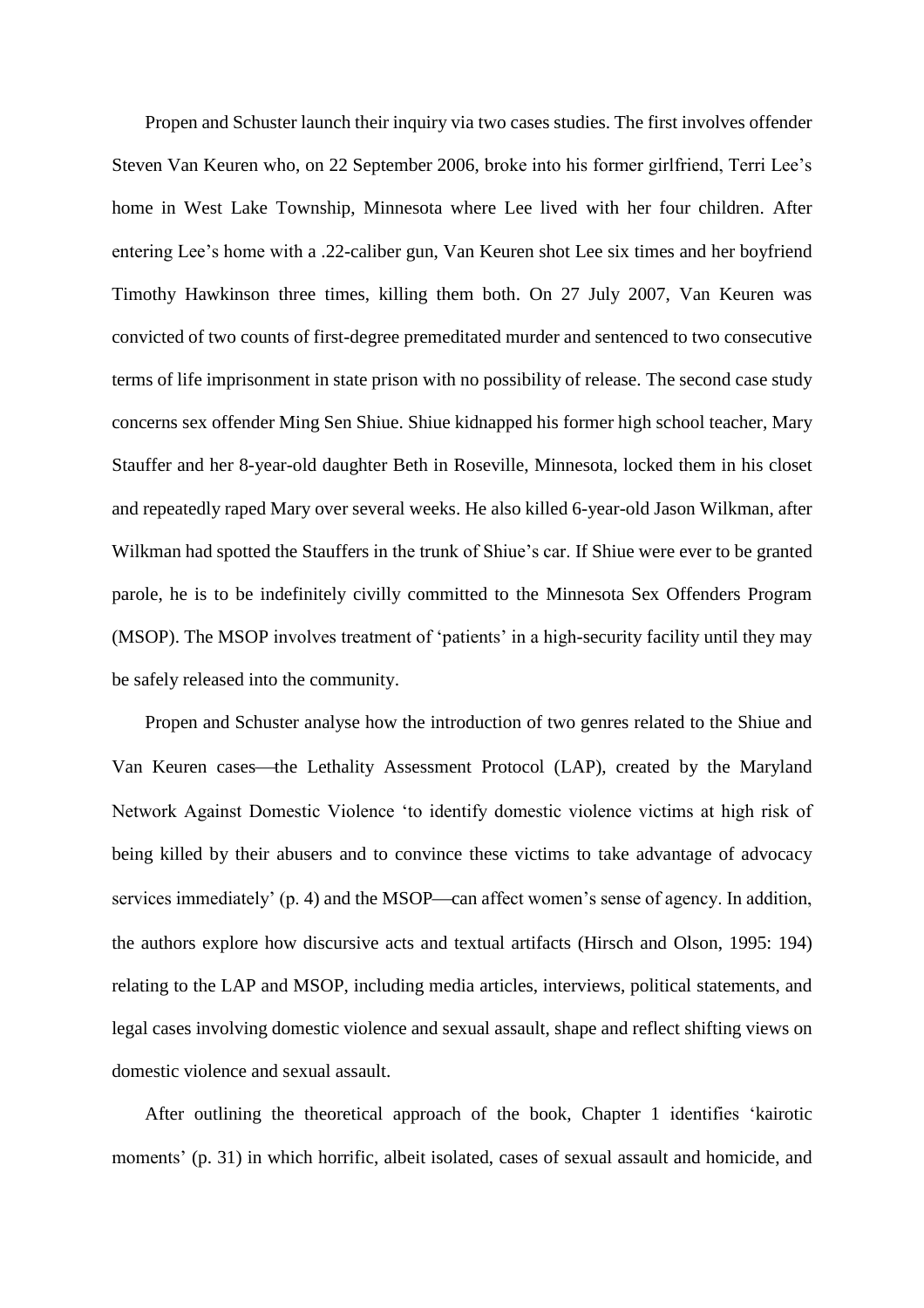Propen and Schuster launch their inquiry via two cases studies. The first involves offender Steven Van Keuren who, on 22 September 2006, broke into his former girlfriend, Terri Lee's home in West Lake Township, Minnesota where Lee lived with her four children. After entering Lee's home with a .22-caliber gun, Van Keuren shot Lee six times and her boyfriend Timothy Hawkinson three times, killing them both. On 27 July 2007, Van Keuren was convicted of two counts of first-degree premeditated murder and sentenced to two consecutive terms of life imprisonment in state prison with no possibility of release. The second case study concerns sex offender Ming Sen Shiue. Shiue kidnapped his former high school teacher, Mary Stauffer and her 8-year-old daughter Beth in Roseville, Minnesota, locked them in his closet and repeatedly raped Mary over several weeks. He also killed 6-year-old Jason Wilkman, after Wilkman had spotted the Stauffers in the trunk of Shiue's car. If Shiue were ever to be granted parole, he is to be indefinitely civilly committed to the Minnesota Sex Offenders Program (MSOP). The MSOP involves treatment of 'patients' in a high-security facility until they may be safely released into the community.

Propen and Schuster analyse how the introduction of two genres related to the Shiue and Van Keuren cases—the Lethality Assessment Protocol (LAP), created by the Maryland Network Against Domestic Violence 'to identify domestic violence victims at high risk of being killed by their abusers and to convince these victims to take advantage of advocacy services immediately' (p. 4) and the MSOP—can affect women's sense of agency. In addition, the authors explore how discursive acts and textual artifacts (Hirsch and Olson, 1995: 194) relating to the LAP and MSOP, including media articles, interviews, political statements, and legal cases involving domestic violence and sexual assault, shape and reflect shifting views on domestic violence and sexual assault.

After outlining the theoretical approach of the book, Chapter 1 identifies 'kairotic moments' (p. 31) in which horrific, albeit isolated, cases of sexual assault and homicide, and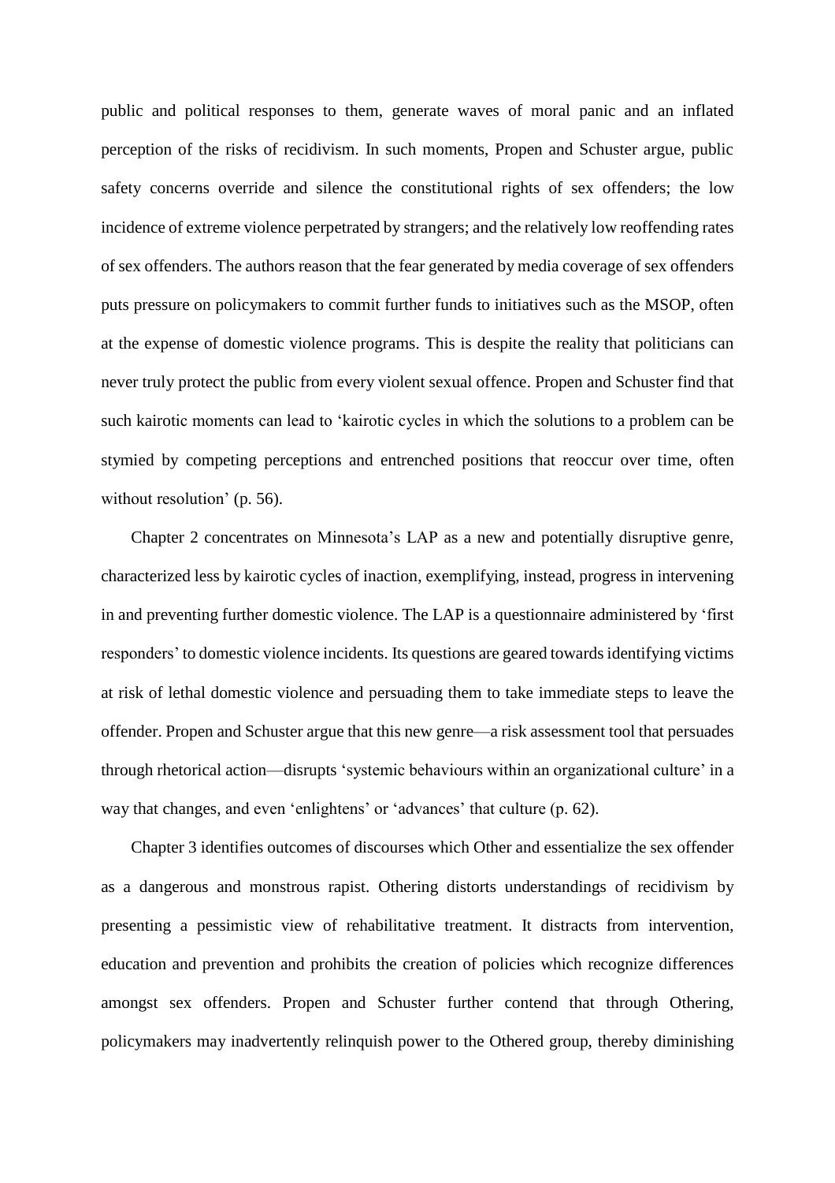public and political responses to them, generate waves of moral panic and an inflated perception of the risks of recidivism. In such moments, Propen and Schuster argue, public safety concerns override and silence the constitutional rights of sex offenders; the low incidence of extreme violence perpetrated by strangers; and the relatively low reoffending rates of sex offenders. The authors reason that the fear generated by media coverage of sex offenders puts pressure on policymakers to commit further funds to initiatives such as the MSOP, often at the expense of domestic violence programs. This is despite the reality that politicians can never truly protect the public from every violent sexual offence. Propen and Schuster find that such kairotic moments can lead to 'kairotic cycles in which the solutions to a problem can be stymied by competing perceptions and entrenched positions that reoccur over time, often without resolution' (p. 56).

Chapter 2 concentrates on Minnesota's LAP as a new and potentially disruptive genre, characterized less by kairotic cycles of inaction, exemplifying, instead, progress in intervening in and preventing further domestic violence. The LAP is a questionnaire administered by 'first responders' to domestic violence incidents. Its questions are geared towards identifying victims at risk of lethal domestic violence and persuading them to take immediate steps to leave the offender. Propen and Schuster argue that this new genre—a risk assessment tool that persuades through rhetorical action—disrupts 'systemic behaviours within an organizational culture' in a way that changes, and even 'enlightens' or 'advances' that culture (p. 62).

Chapter 3 identifies outcomes of discourses which Other and essentialize the sex offender as a dangerous and monstrous rapist. Othering distorts understandings of recidivism by presenting a pessimistic view of rehabilitative treatment. It distracts from intervention, education and prevention and prohibits the creation of policies which recognize differences amongst sex offenders. Propen and Schuster further contend that through Othering, policymakers may inadvertently relinquish power to the Othered group, thereby diminishing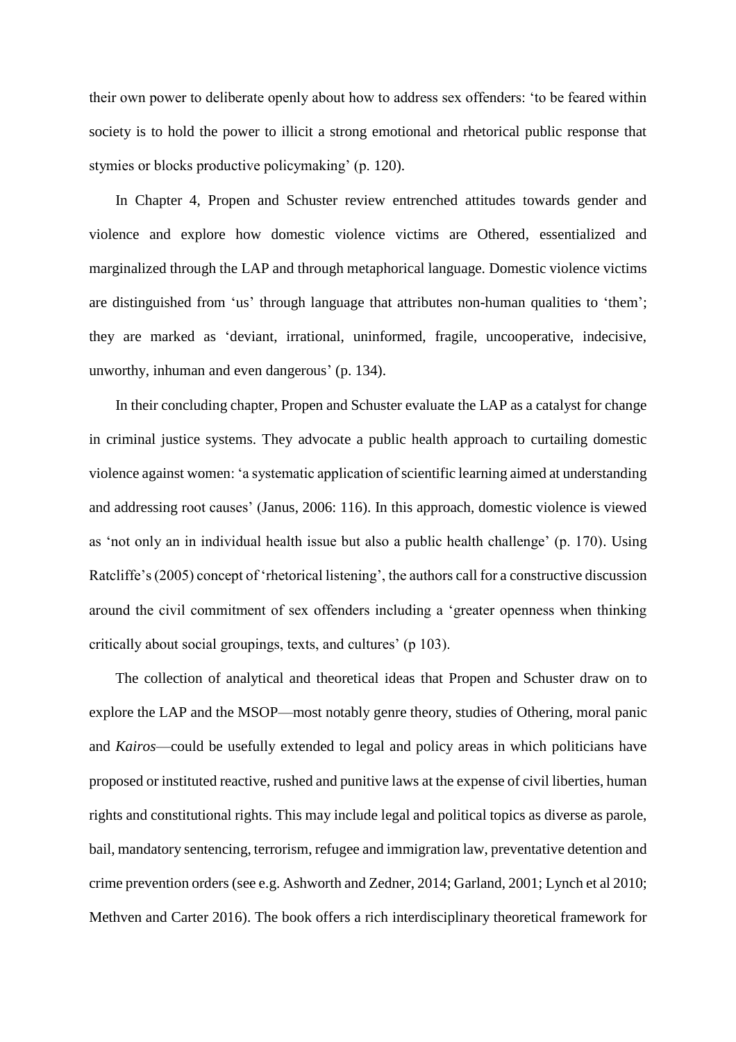their own power to deliberate openly about how to address sex offenders: 'to be feared within society is to hold the power to illicit a strong emotional and rhetorical public response that stymies or blocks productive policymaking' (p. 120).

In Chapter 4, Propen and Schuster review entrenched attitudes towards gender and violence and explore how domestic violence victims are Othered, essentialized and marginalized through the LAP and through metaphorical language. Domestic violence victims are distinguished from 'us' through language that attributes non-human qualities to 'them'; they are marked as 'deviant, irrational, uninformed, fragile, uncooperative, indecisive, unworthy, inhuman and even dangerous' (p. 134).

In their concluding chapter, Propen and Schuster evaluate the LAP as a catalyst for change in criminal justice systems. They advocate a public health approach to curtailing domestic violence against women: 'a systematic application of scientific learning aimed at understanding and addressing root causes' (Janus, 2006: 116). In this approach, domestic violence is viewed as 'not only an in individual health issue but also a public health challenge' (p. 170). Using Ratcliffe's (2005) concept of 'rhetorical listening', the authors call for a constructive discussion around the civil commitment of sex offenders including a 'greater openness when thinking critically about social groupings, texts, and cultures' (p 103).

The collection of analytical and theoretical ideas that Propen and Schuster draw on to explore the LAP and the MSOP—most notably genre theory, studies of Othering, moral panic and *Kairos*—could be usefully extended to legal and policy areas in which politicians have proposed or instituted reactive, rushed and punitive laws at the expense of civil liberties, human rights and constitutional rights. This may include legal and political topics as diverse as parole, bail, mandatory sentencing, terrorism, refugee and immigration law, preventative detention and crime prevention orders (see e.g. Ashworth and Zedner, 2014; Garland, 2001; Lynch et al 2010; Methven and Carter 2016). The book offers a rich interdisciplinary theoretical framework for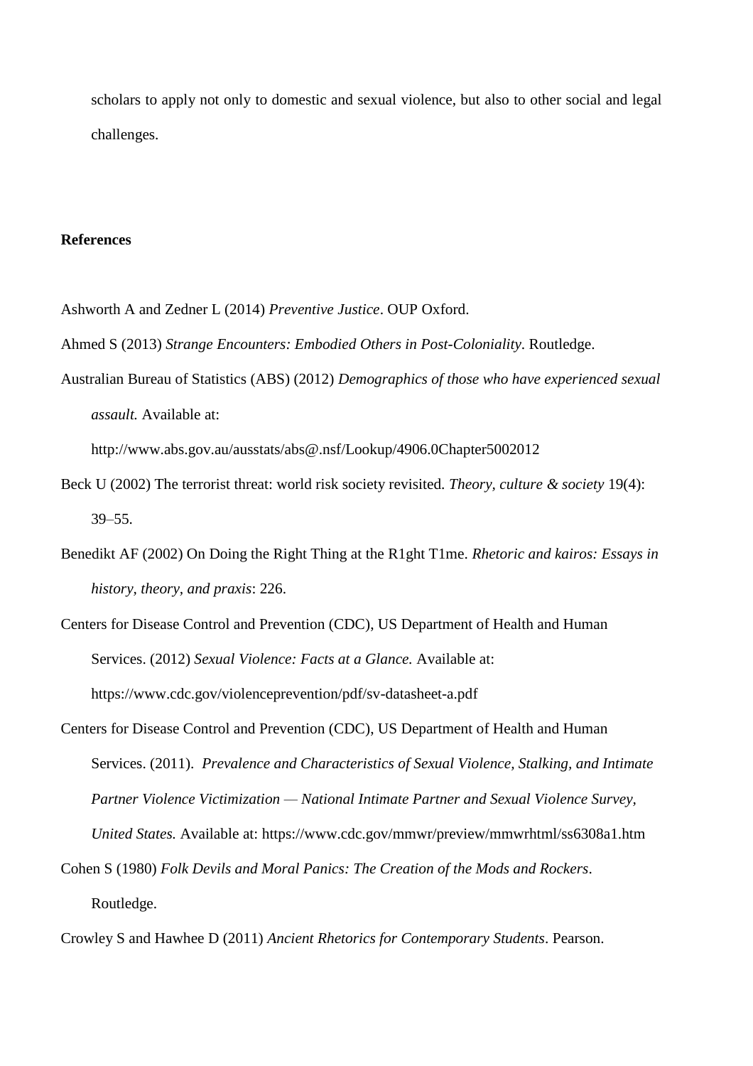scholars to apply not only to domestic and sexual violence, but also to other social and legal challenges.

## References

Ashworth A and Zedner L (2014) *Preventive Justice*. OUP Oxford.

Ahmed S (2013) *Strange Encounters: Embodied Others in Post-Coloniality*. Routledge.

Australian Bureau of Statistics (ABS) (2012) *Demographics of those who have experienced sexual assault.* Available at: http://www.abs.gov.au/ausstats/abs@.nsf/Lookup/4906.0Chapter5002012

Beck U (2002) The terrorist threat: world risk society revisited. *Theory, culture & society* 19(4): 39–55.

Benedikt AF (2002) On Doing the Right Thing at the R1ght T1me. *Rhetoric and kairos: Essays in history, theory, and praxis*: 226.

Centers for Disease Control and Prevention (CDC), US Department of Health and Human Services. (2012) *Sexual Violence: Facts at a Glance.* Available at: https://www.cdc.gov/violenceprevention/pdf/sv-datasheet-a.pdf

Centers for Disease Control and Prevention (CDC), US Department of Health and Human Services. (2011). *Prevalence and Characteristics of Sexual Violence, Stalking, and Intimate Partner Violence Victimization — National Intimate Partner and Sexual Violence Survey, United States.* Available at: https://www.cdc.gov/mmwr/preview/mmwrhtml/ss6308a1.htm

Cohen S (1980) *Folk Devils and Moral Panics: The Creation of the Mods and Rockers*. Routledge.

Crowley S and Hawhee D (2011) *Ancient Rhetorics for Contemporary Students*. Pearson.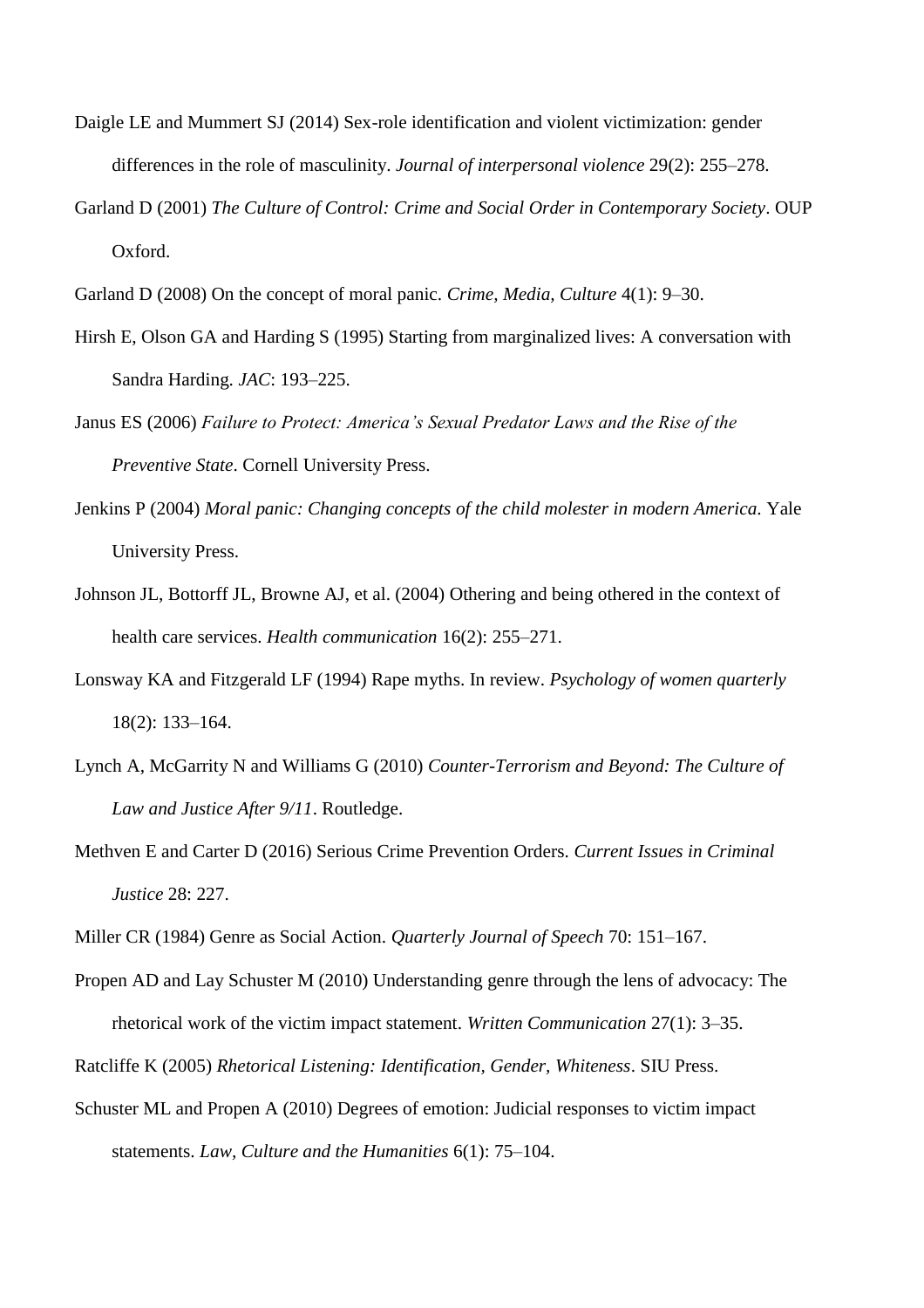Daigle LE and Mummert SJ (2014) Sex-role identification and violent victimization: gender differences in the role of masculinity. *Journal of interpersonal violence* 29(2): 255–278.

Garland D (2001) *The Culture of Control: Crime and Social Order in Contemporary Society*. OUP Oxford.

Garland D (2008) On the concept of moral panic. *Crime, Media, Culture* 4(1): 9–30.

Hirsh E, Olson GA and Harding S (1995) Starting from marginalized lives: A conversation with Sandra Harding. *JAC*: 193–225.

Janus ES (2006) *Failure to Protect: America's Sexual Predator Laws and the Rise of the Preventive State*. Cornell University Press.

Jenkins P (2004) *Moral panic: Changing concepts of the child molester in modern America*. Yale University Press.

Johnson JL, Bottorff JL, Browne AJ, et al. (2004) Othering and being othered in the context of health care services. *Health communication* 16(2): 255–271.

Lonsway KA and Fitzgerald LF (1994) Rape myths. In review. *Psychology of women quarterly* 18(2): 133–164.

Lynch A, McGarrity N and Williams G (2010) *Counter-Terrorism and Beyond: The Culture of Law and Justice After 9/11*. Routledge.

Methven E and Carter D (2016) Serious Crime Prevention Orders. *Current Issues in Criminal Justice* 28: 227.

Miller CR (1984) Genre as Social Action. *Quarterly Journal of Speech* 70: 151–167.

Propen AD and Lay Schuster M (2010) Understanding genre through the lens of advocacy: The rhetorical work of the victim impact statement. *Written Communication* 27(1): 3–35.

Ratcliffe K (2005) *Rhetorical Listening: Identification, Gender, Whiteness*. SIU Press.

Schuster ML and Propen A (2010) Degrees of emotion: Judicial responses to victim impact statements. *Law, Culture and the Humanities* 6(1): 75–104.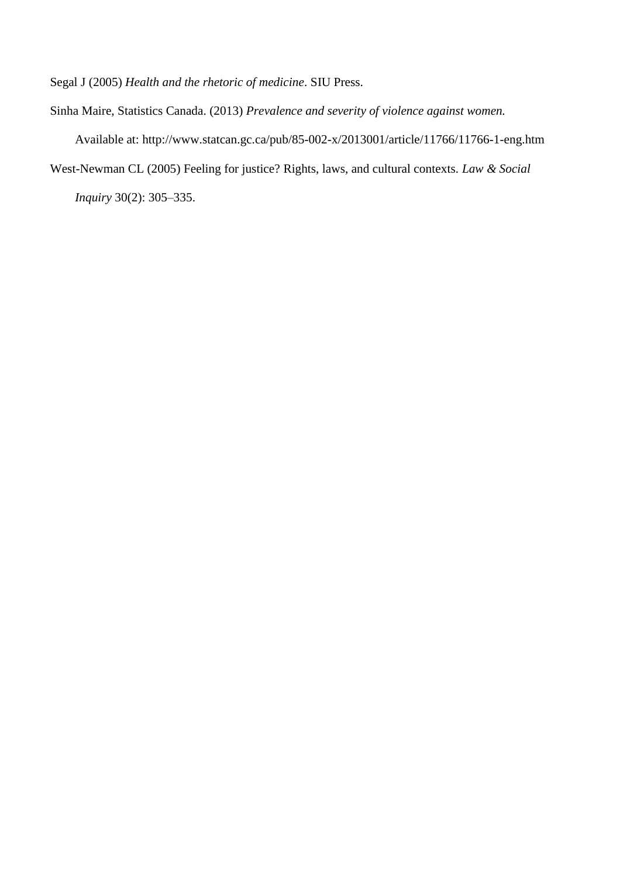Segal J (2005) *Health and the rhetoric of medicine*. SIU Press.

Sinha Maire, Statistics Canada. (2013) *Prevalence and severity of violence against women.* Available at: http://www.statcan.gc.ca/pub/85-002-x/2013001/article/11766/11766-1-eng.htm

West-Newman CL (2005) Feeling for justice? Rights, laws, and cultural contexts. *Law & Social Inquiry* 30(2): 305–335.